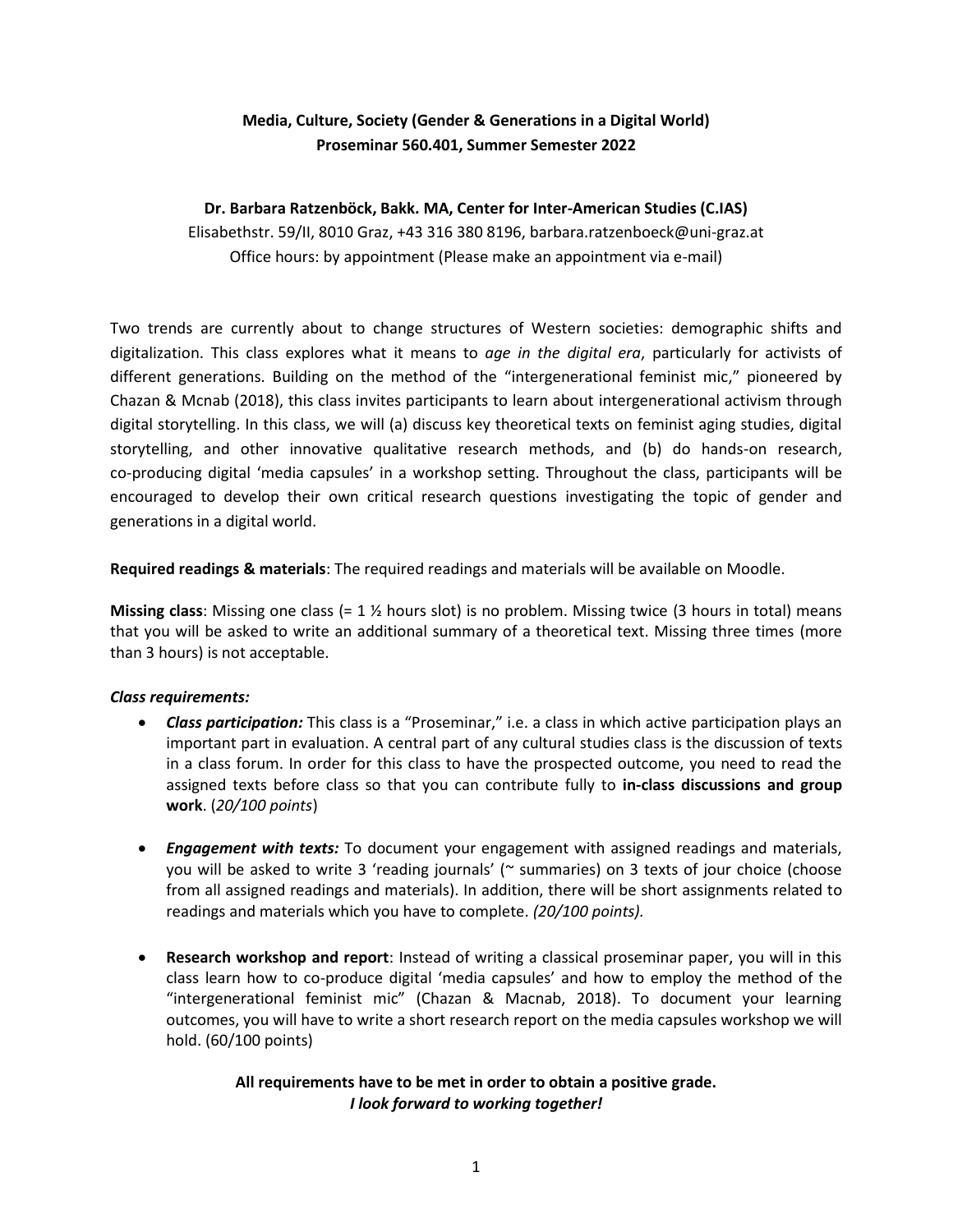**Media, Culture, Society (Gender & Generations in a Digital World)**
**Proseminar 560.401, Summer Semester 2022**

**Dr. Barbara Ratzenböck, Bakk. MA, Center for Inter-American Studies (C.IAS)**
Elisabethstr. 59/II, 8010 Graz, +43 316 380 8196, barbara.ratzenboeck@uni-graz.at
Office hours: by appointment (Please make an appointment via e-mail)

Two trends are currently about to change structures of Western societies: demographic shifts and digitalization. This class explores what it means to *age in the digital era*, particularly for activists of different generations. Building on the method of the "intergenerational feminist mic," pioneered by Chazan & Mcnab (2018), this class invites participants to learn about intergenerational activism through digital storytelling. In this class, we will (a) discuss key theoretical texts on feminist aging studies, digital storytelling, and other innovative qualitative research methods, and (b) do hands-on research, co-producing digital 'media capsules' in a workshop setting. Throughout the class, participants will be encouraged to develop their own critical research questions investigating the topic of gender and generations in a digital world.

**Required readings & materials**: The required readings and materials will be available on Moodle.

**Missing class**: Missing one class (= 1 ½ hours slot) is no problem. Missing twice (3 hours in total) means that you will be asked to write an additional summary of a theoretical text. Missing three times (more than 3 hours) is not acceptable.

***Class requirements:***

- ***Class participation:*** This class is a "Proseminar," i.e. a class in which active participation plays an important part in evaluation. A central part of any cultural studies class is the discussion of texts in a class forum. In order for this class to have the prospected outcome, you need to read the assigned texts before class so that you can contribute fully to **in-class discussions and group work**. (*20/100 points*)
- ***Engagement with texts:*** To document your engagement with assigned readings and materials, you will be asked to write 3 'reading journals' (~ summaries) on 3 texts of jour choice (choose from all assigned readings and materials). In addition, there will be short assignments related to readings and materials which you have to complete. *(20/100 points).*
- **Research workshop and report**: Instead of writing a classical proseminar paper, you will in this class learn how to co-produce digital 'media capsules' and how to employ the method of the "intergenerational feminist mic" (Chazan & Macnab, 2018). To document your learning outcomes, you will have to write a short research report on the media capsules workshop we will hold. (60/100 points)

**All requirements have to be met in order to obtain a positive grade.**
***I look forward to working together!***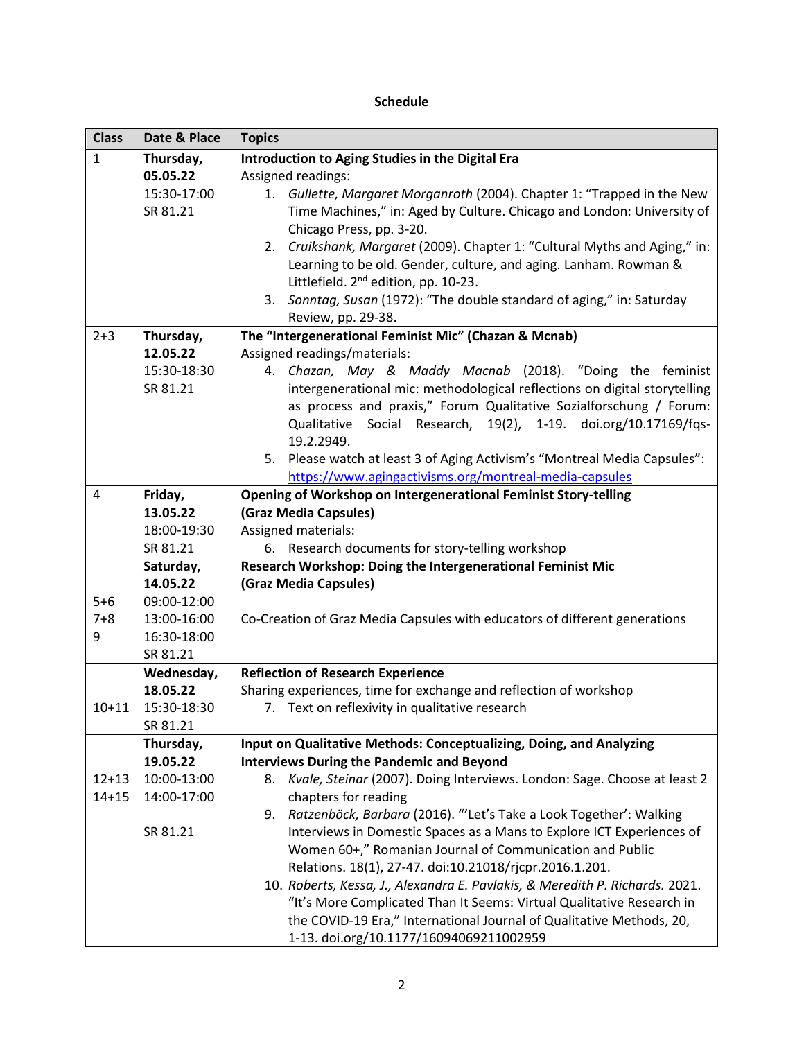**Schedule**

| Class | Date & Place | Topics |
|---|---|---|
| 1 | **Thursday, 05.05.22** 15:30-17:00 SR 81.21 | **Introduction to Aging Studies in the Digital Era**<br>Assigned readings:<br>1. *Gullette, Margaret Morganroth* (2004). Chapter 1: "Trapped in the New Time Machines," in: Aged by Culture. Chicago and London: University of Chicago Press, pp. 3-20.<br>2. *Cruikshank, Margaret* (2009). Chapter 1: "Cultural Myths and Aging," in: Learning to be old. Gender, culture, and aging. Lanham. Rowman & Littlefield. 2nd edition, pp. 10-23.<br>3. *Sonntag, Susan* (1972): "The double standard of aging," in: Saturday Review, pp. 29-38. |
| 2+3 | **Thursday, 12.05.22** 15:30-18:30 SR 81.21 | **The "Intergenerational Feminist Mic" (Chazan & Mcnab)**<br>Assigned readings/materials:<br>4. *Chazan, May & Maddy Macnab* (2018). "Doing the feminist intergenerational mic: methodological reflections on digital storytelling as process and praxis," Forum Qualitative Sozialforschung / Forum: Qualitative Social Research, 19(2), 1-19. doi.org/10.17169/fqs-19.2.2949.<br>5. Please watch at least 3 of Aging Activism's "Montreal Media Capsules": https://www.agingactivisms.org/montreal-media-capsules |
| 4 | **Friday, 13.05.22** 18:00-19:30 SR 81.21 | **Opening of Workshop on Intergenerational Feminist Story-telling (Graz Media Capsules)**<br>Assigned materials:<br>6. Research documents for story-telling workshop |
| 5+6<br>7+8<br>9 | **Saturday, 14.05.22** 09:00-12:00<br>13:00-16:00<br>16:30-18:00<br>SR 81.21 | **Research Workshop: Doing the Intergenerational Feminist Mic (Graz Media Capsules)**<br><br>Co-Creation of Graz Media Capsules with educators of different generations |
| 10+11 | **Wednesday, 18.05.22** 15:30-18:30 SR 81.21 | **Reflection of Research Experience**<br>Sharing experiences, time for exchange and reflection of workshop<br>7. Text on reflexivity in qualitative research |
| 12+13<br>14+15 | **Thursday, 19.05.22** 10:00-13:00<br>14:00-17:00<br>SR 81.21 | **Input on Qualitative Methods: Conceptualizing, Doing, and Analyzing Interviews During the Pandemic and Beyond**<br>8. *Kvale, Steinar* (2007). Doing Interviews. London: Sage. Choose at least 2 chapters for reading<br>9. *Ratzenböck, Barbara* (2016). "'Let's Take a Look Together': Walking Interviews in Domestic Spaces as a Mans to Explore ICT Experiences of Women 60+," Romanian Journal of Communication and Public Relations. 18(1), 27-47. doi:10.21018/rjcpr.2016.1.201.<br>10. *Roberts, Kessa, J., Alexandra E. Pavlakis, & Meredith P. Richards.* 2021. "It's More Complicated Than It Seems: Virtual Qualitative Research in the COVID-19 Era," International Journal of Qualitative Methods, 20, 1-13. doi.org/10.1177/16094069211002959 |